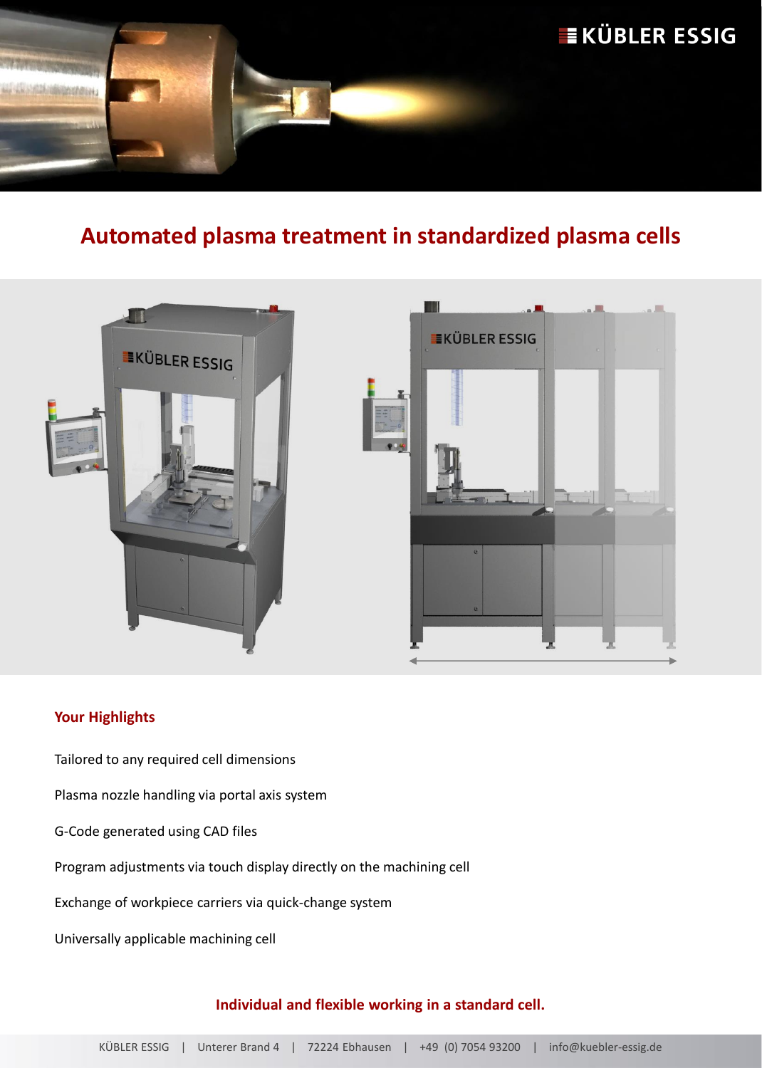# Automated plasma treatment in standardized plasma cells

## Your Highlights

Tailored to any required cell dimensions

Plasma nozzle handling via portal axis system

G-Code generated using CAD files

Program adjustments via touch display directly on the machining cell

Exchange of workpiece carriers via quick-change system

Universally applicable machining cell

**Individual and flexible working in a standard cell.**

KÜBLER ESSIG | Unterer Brand 4 | 72224 Ebhausen | +49 (0) 7054 93200 | info@kuebler-essig.de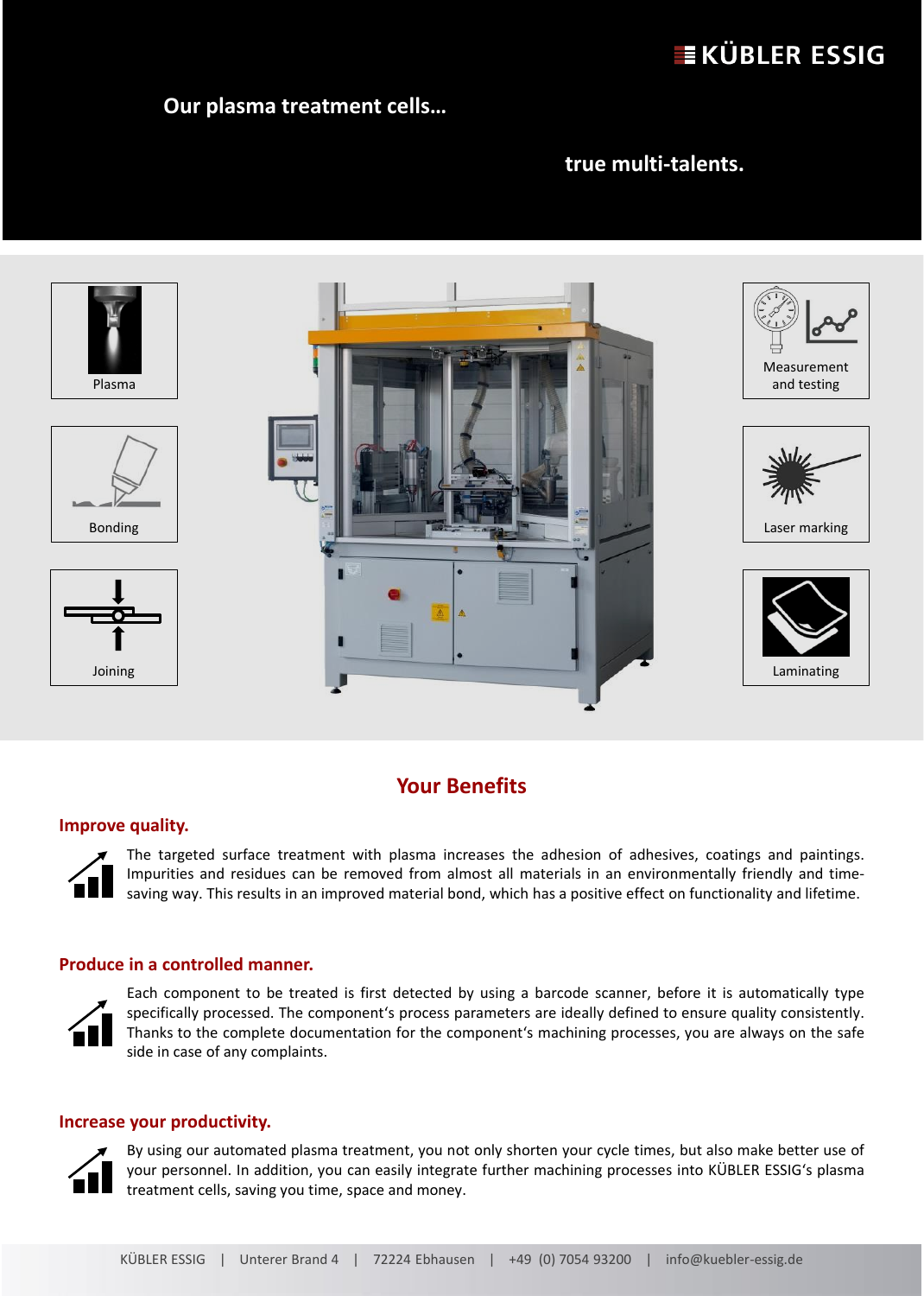KÜBLER ESSIG

**Our plasma treatment cells...**

**true multi-talents.**

Plasma

Bonding

Joining

Measurement and testing

Laser marking

Laminating

## Your Benefits

### Improve quality.

The targeted surface treatment with plasma increases the adhesion of adhesives, coatings and paintings. Impurities and residues can be removed from almost all materials in an environmentally friendly and time-saving way. This results in an improved material bond, which has a positive effect on functionality and lifetime.

### Produce in a controlled manner.

Each component to be treated is first detected by using a barcode scanner, before it is automatically type specifically processed. The component's process parameters are ideally defined to ensure quality consistently. Thanks to the complete documentation for the component's machining processes, you are always on the safe side in case of any complaints.

### Increase your productivity.

By using our automated plasma treatment, you not only shorten your cycle times, but also make better use of your personnel. In addition, you can easily integrate further machining processes into KÜBLER ESSIG's plasma treatment cells, saving you time, space and money.

KÜBLER ESSIG | Unterer Brand 4 | 72224 Ebhausen | +49 (0) 7054 93200 | info@kuebler-essig.de